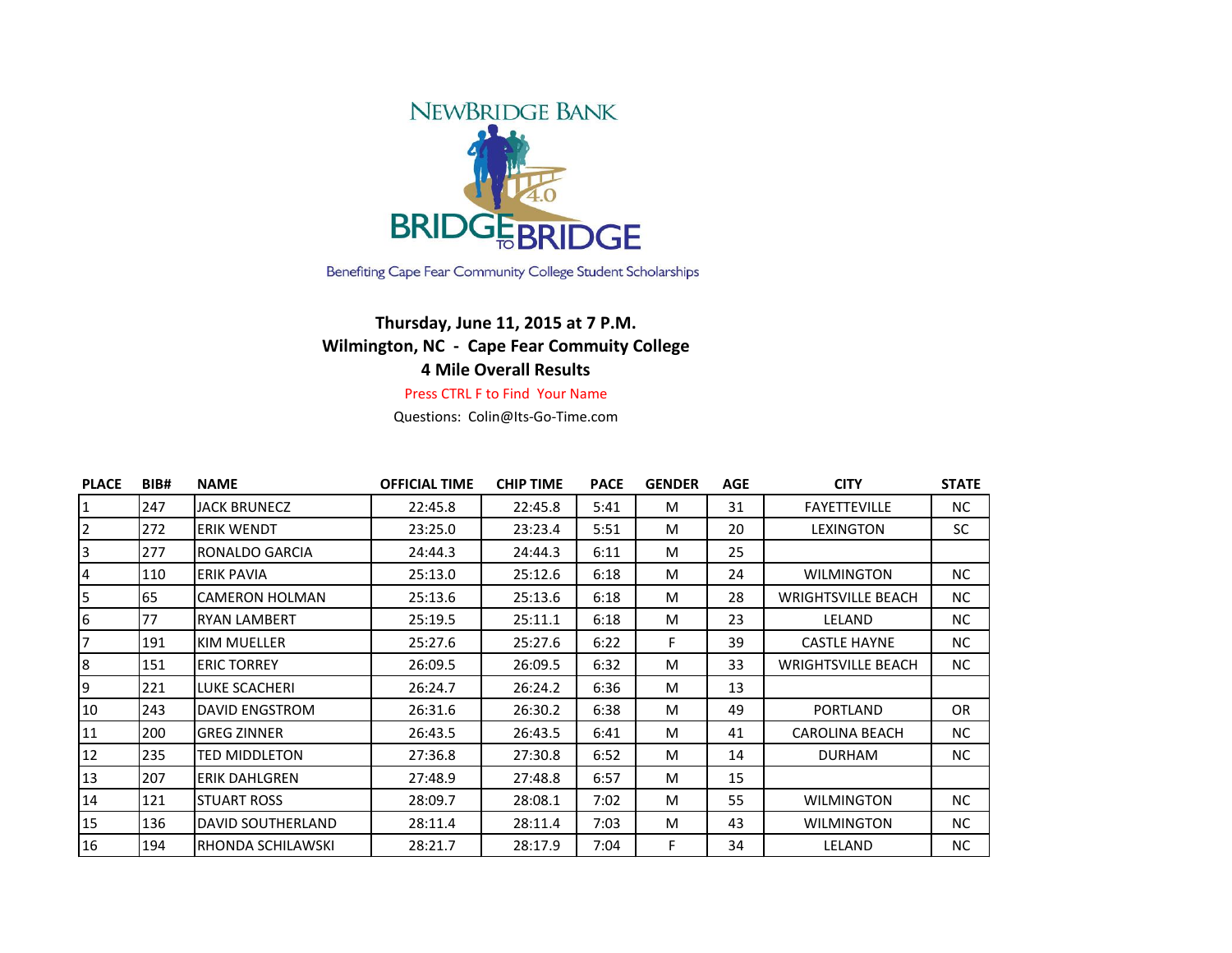NEWBRIDGE BANK

BRIDGE TO BRIDGE 4.0

Benefiting Cape Fear Community College Student Scholarships

**Thursday, June 11, 2015 at 7 P.M.**
**Wilmington, NC - Cape Fear Commuity College**
**4 Mile Overall Results**

Press CTRL F to Find Your Name

Questions: Colin@Its-Go-Time.com

| PLACE | BIB# | NAME | OFFICIAL TIME | CHIP TIME | PACE | GENDER | AGE | CITY | STATE |
|---|---|---|---|---|---|---|---|---|---|
| 1 | 247 | JACK BRUNECZ | 22:45.8 | 22:45.8 | 5:41 | M | 31 | FAYETTEVILLE | NC |
| 2 | 272 | ERIK WENDT | 23:25.0 | 23:23.4 | 5:51 | M | 20 | LEXINGTON | SC |
| 3 | 277 | RONALDO GARCIA | 24:44.3 | 24:44.3 | 6:11 | M | 25 | | |
| 4 | 110 | ERIK PAVIA | 25:13.0 | 25:12.6 | 6:18 | M | 24 | WILMINGTON | NC |
| 5 | 65 | CAMERON HOLMAN | 25:13.6 | 25:13.6 | 6:18 | M | 28 | WRIGHTSVILLE BEACH | NC |
| 6 | 77 | RYAN LAMBERT | 25:19.5 | 25:11.1 | 6:18 | M | 23 | LELAND | NC |
| 7 | 191 | KIM MUELLER | 25:27.6 | 25:27.6 | 6:22 | F | 39 | CASTLE HAYNE | NC |
| 8 | 151 | ERIC TORREY | 26:09.5 | 26:09.5 | 6:32 | M | 33 | WRIGHTSVILLE BEACH | NC |
| 9 | 221 | LUKE SCACHERI | 26:24.7 | 26:24.2 | 6:36 | M | 13 | | |
| 10 | 243 | DAVID ENGSTROM | 26:31.6 | 26:30.2 | 6:38 | M | 49 | PORTLAND | OR |
| 11 | 200 | GREG ZINNER | 26:43.5 | 26:43.5 | 6:41 | M | 41 | CAROLINA BEACH | NC |
| 12 | 235 | TED MIDDLETON | 27:36.8 | 27:30.8 | 6:52 | M | 14 | DURHAM | NC |
| 13 | 207 | ERIK DAHLGREN | 27:48.9 | 27:48.8 | 6:57 | M | 15 | | |
| 14 | 121 | STUART ROSS | 28:09.7 | 28:08.1 | 7:02 | M | 55 | WILMINGTON | NC |
| 15 | 136 | DAVID SOUTHERLAND | 28:11.4 | 28:11.4 | 7:03 | M | 43 | WILMINGTON | NC |
| 16 | 194 | RHONDA SCHILAWSKI | 28:21.7 | 28:17.9 | 7:04 | F | 34 | LELAND | NC |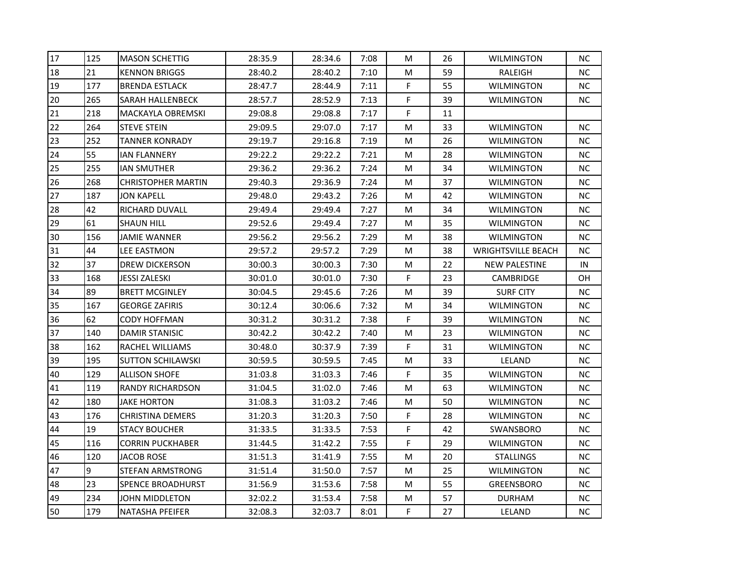| | | | | | | | | | |
|---|---|---|---|---|---|---|---|---|---|
| 17 | 125 | MASON SCHETTIG | 28:35.9 | 28:34.6 | 7:08 | M | 26 | WILMINGTON | NC |
| 18 | 21 | KENNON BRIGGS | 28:40.2 | 28:40.2 | 7:10 | M | 59 | RALEIGH | NC |
| 19 | 177 | BRENDA ESTLACK | 28:47.7 | 28:44.9 | 7:11 | F | 55 | WILMINGTON | NC |
| 20 | 265 | SARAH HALLENBECK | 28:57.7 | 28:52.9 | 7:13 | F | 39 | WILMINGTON | NC |
| 21 | 218 | MACKAYLA OBREMSKI | 29:08.8 | 29:08.8 | 7:17 | F | 11 | | |
| 22 | 264 | STEVE STEIN | 29:09.5 | 29:07.0 | 7:17 | M | 33 | WILMINGTON | NC |
| 23 | 252 | TANNER KONRADY | 29:19.7 | 29:16.8 | 7:19 | M | 26 | WILMINGTON | NC |
| 24 | 55 | IAN FLANNERY | 29:22.2 | 29:22.2 | 7:21 | M | 28 | WILMINGTON | NC |
| 25 | 255 | IAN SMUTHER | 29:36.2 | 29:36.2 | 7:24 | M | 34 | WILMINGTON | NC |
| 26 | 268 | CHRISTOPHER MARTIN | 29:40.3 | 29:36.9 | 7:24 | M | 37 | WILMINGTON | NC |
| 27 | 187 | JON KAPELL | 29:48.0 | 29:43.2 | 7:26 | M | 42 | WILMINGTON | NC |
| 28 | 42 | RICHARD DUVALL | 29:49.4 | 29:49.4 | 7:27 | M | 34 | WILMINGTON | NC |
| 29 | 61 | SHAUN HILL | 29:52.6 | 29:49.4 | 7:27 | M | 35 | WILMINGTON | NC |
| 30 | 156 | JAMIE WANNER | 29:56.2 | 29:56.2 | 7:29 | M | 38 | WILMINGTON | NC |
| 31 | 44 | LEE EASTMON | 29:57.2 | 29:57.2 | 7:29 | M | 38 | WRIGHTSVILLE BEACH | NC |
| 32 | 37 | DREW DICKERSON | 30:00.3 | 30:00.3 | 7:30 | M | 22 | NEW PALESTINE | IN |
| 33 | 168 | JESSI ZALESKI | 30:01.0 | 30:01.0 | 7:30 | F | 23 | CAMBRIDGE | OH |
| 34 | 89 | BRETT MCGINLEY | 30:04.5 | 29:45.6 | 7:26 | M | 39 | SURF CITY | NC |
| 35 | 167 | GEORGE ZAFIRIS | 30:12.4 | 30:06.6 | 7:32 | M | 34 | WILMINGTON | NC |
| 36 | 62 | CODY HOFFMAN | 30:31.2 | 30:31.2 | 7:38 | F | 39 | WILMINGTON | NC |
| 37 | 140 | DAMIR STANISIC | 30:42.2 | 30:42.2 | 7:40 | M | 23 | WILMINGTON | NC |
| 38 | 162 | RACHEL WILLIAMS | 30:48.0 | 30:37.9 | 7:39 | F | 31 | WILMINGTON | NC |
| 39 | 195 | SUTTON SCHILAWSKI | 30:59.5 | 30:59.5 | 7:45 | M | 33 | LELAND | NC |
| 40 | 129 | ALLISON SHOFE | 31:03.8 | 31:03.3 | 7:46 | F | 35 | WILMINGTON | NC |
| 41 | 119 | RANDY RICHARDSON | 31:04.5 | 31:02.0 | 7:46 | M | 63 | WILMINGTON | NC |
| 42 | 180 | JAKE HORTON | 31:08.3 | 31:03.2 | 7:46 | M | 50 | WILMINGTON | NC |
| 43 | 176 | CHRISTINA DEMERS | 31:20.3 | 31:20.3 | 7:50 | F | 28 | WILMINGTON | NC |
| 44 | 19 | STACY BOUCHER | 31:33.5 | 31:33.5 | 7:53 | F | 42 | SWANSBORO | NC |
| 45 | 116 | CORRIN PUCKHABER | 31:44.5 | 31:42.2 | 7:55 | F | 29 | WILMINGTON | NC |
| 46 | 120 | JACOB ROSE | 31:51.3 | 31:41.9 | 7:55 | M | 20 | STALLINGS | NC |
| 47 | 9 | STEFAN ARMSTRONG | 31:51.4 | 31:50.0 | 7:57 | M | 25 | WILMINGTON | NC |
| 48 | 23 | SPENCE BROADHURST | 31:56.9 | 31:53.6 | 7:58 | M | 55 | GREENSBORO | NC |
| 49 | 234 | JOHN MIDDLETON | 32:02.2 | 31:53.4 | 7:58 | M | 57 | DURHAM | NC |
| 50 | 179 | NATASHA PFEIFER | 32:08.3 | 32:03.7 | 8:01 | F | 27 | LELAND | NC |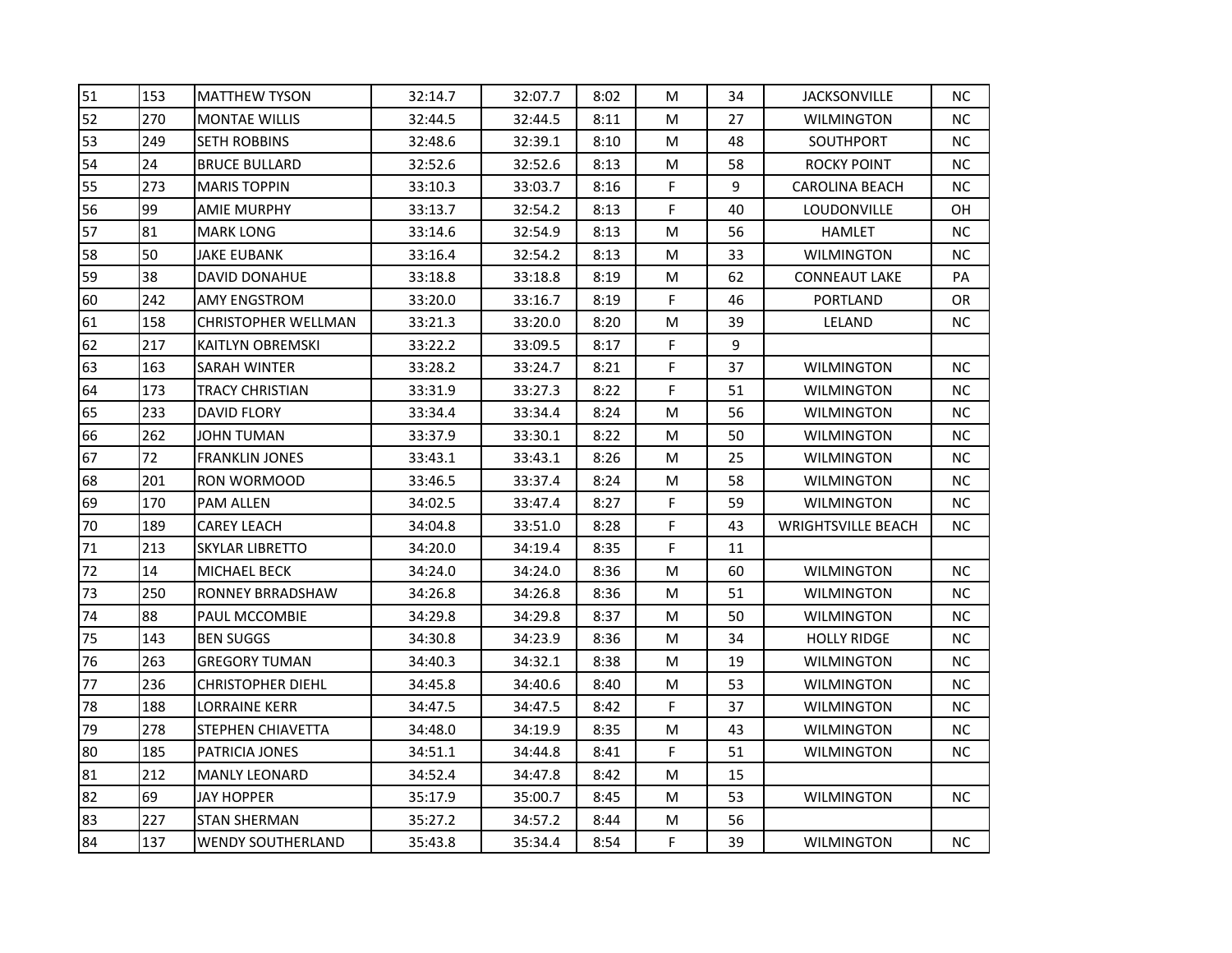| | | | | | | | | | |
|---|---|---|---|---|---|---|---|---|---|
| 51 | 153 | MATTHEW TYSON | 32:14.7 | 32:07.7 | 8:02 | M | 34 | JACKSONVILLE | NC |
| 52 | 270 | MONTAE WILLIS | 32:44.5 | 32:44.5 | 8:11 | M | 27 | WILMINGTON | NC |
| 53 | 249 | SETH ROBBINS | 32:48.6 | 32:39.1 | 8:10 | M | 48 | SOUTHPORT | NC |
| 54 | 24 | BRUCE BULLARD | 32:52.6 | 32:52.6 | 8:13 | M | 58 | ROCKY POINT | NC |
| 55 | 273 | MARIS TOPPIN | 33:10.3 | 33:03.7 | 8:16 | F | 9 | CAROLINA BEACH | NC |
| 56 | 99 | AMIE MURPHY | 33:13.7 | 32:54.2 | 8:13 | F | 40 | LOUDONVILLE | OH |
| 57 | 81 | MARK LONG | 33:14.6 | 32:54.9 | 8:13 | M | 56 | HAMLET | NC |
| 58 | 50 | JAKE EUBANK | 33:16.4 | 32:54.2 | 8:13 | M | 33 | WILMINGTON | NC |
| 59 | 38 | DAVID DONAHUE | 33:18.8 | 33:18.8 | 8:19 | M | 62 | CONNEAUT LAKE | PA |
| 60 | 242 | AMY ENGSTROM | 33:20.0 | 33:16.7 | 8:19 | F | 46 | PORTLAND | OR |
| 61 | 158 | CHRISTOPHER WELLMAN | 33:21.3 | 33:20.0 | 8:20 | M | 39 | LELAND | NC |
| 62 | 217 | KAITLYN OBREMSKI | 33:22.2 | 33:09.5 | 8:17 | F | 9 | | |
| 63 | 163 | SARAH WINTER | 33:28.2 | 33:24.7 | 8:21 | F | 37 | WILMINGTON | NC |
| 64 | 173 | TRACY CHRISTIAN | 33:31.9 | 33:27.3 | 8:22 | F | 51 | WILMINGTON | NC |
| 65 | 233 | DAVID FLORY | 33:34.4 | 33:34.4 | 8:24 | M | 56 | WILMINGTON | NC |
| 66 | 262 | JOHN TUMAN | 33:37.9 | 33:30.1 | 8:22 | M | 50 | WILMINGTON | NC |
| 67 | 72 | FRANKLIN JONES | 33:43.1 | 33:43.1 | 8:26 | M | 25 | WILMINGTON | NC |
| 68 | 201 | RON WORMOOD | 33:46.5 | 33:37.4 | 8:24 | M | 58 | WILMINGTON | NC |
| 69 | 170 | PAM ALLEN | 34:02.5 | 33:47.4 | 8:27 | F | 59 | WILMINGTON | NC |
| 70 | 189 | CAREY LEACH | 34:04.8 | 33:51.0 | 8:28 | F | 43 | WRIGHTSVILLE BEACH | NC |
| 71 | 213 | SKYLAR LIBRETTO | 34:20.0 | 34:19.4 | 8:35 | F | 11 | | |
| 72 | 14 | MICHAEL BECK | 34:24.0 | 34:24.0 | 8:36 | M | 60 | WILMINGTON | NC |
| 73 | 250 | RONNEY BRRADSHAW | 34:26.8 | 34:26.8 | 8:36 | M | 51 | WILMINGTON | NC |
| 74 | 88 | PAUL MCCOMBIE | 34:29.8 | 34:29.8 | 8:37 | M | 50 | WILMINGTON | NC |
| 75 | 143 | BEN SUGGS | 34:30.8 | 34:23.9 | 8:36 | M | 34 | HOLLY RIDGE | NC |
| 76 | 263 | GREGORY TUMAN | 34:40.3 | 34:32.1 | 8:38 | M | 19 | WILMINGTON | NC |
| 77 | 236 | CHRISTOPHER DIEHL | 34:45.8 | 34:40.6 | 8:40 | M | 53 | WILMINGTON | NC |
| 78 | 188 | LORRAINE KERR | 34:47.5 | 34:47.5 | 8:42 | F | 37 | WILMINGTON | NC |
| 79 | 278 | STEPHEN CHIAVETTA | 34:48.0 | 34:19.9 | 8:35 | M | 43 | WILMINGTON | NC |
| 80 | 185 | PATRICIA JONES | 34:51.1 | 34:44.8 | 8:41 | F | 51 | WILMINGTON | NC |
| 81 | 212 | MANLY LEONARD | 34:52.4 | 34:47.8 | 8:42 | M | 15 | | |
| 82 | 69 | JAY HOPPER | 35:17.9 | 35:00.7 | 8:45 | M | 53 | WILMINGTON | NC |
| 83 | 227 | STAN SHERMAN | 35:27.2 | 34:57.2 | 8:44 | M | 56 | | |
| 84 | 137 | WENDY SOUTHERLAND | 35:43.8 | 35:34.4 | 8:54 | F | 39 | WILMINGTON | NC |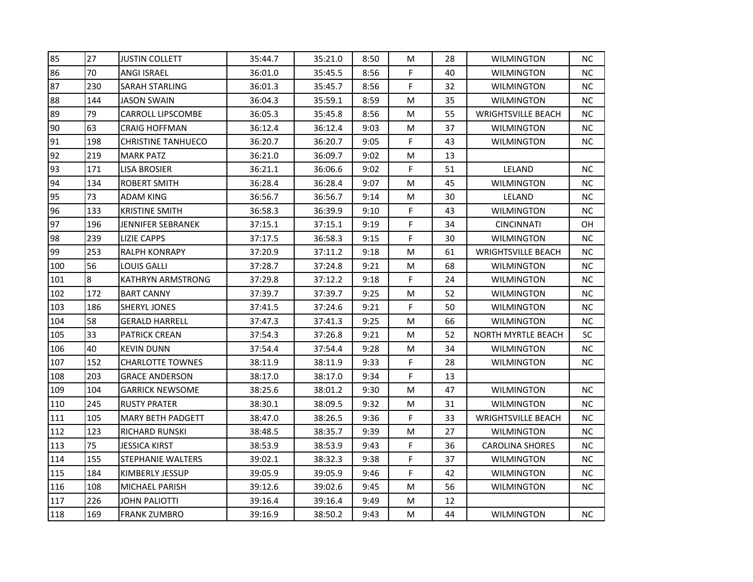| | | | | | | | | | |
|---|---|---|---|---|---|---|---|---|---|
| 85 | 27 | JUSTIN COLLETT | 35:44.7 | 35:21.0 | 8:50 | M | 28 | WILMINGTON | NC |
| 86 | 70 | ANGI ISRAEL | 36:01.0 | 35:45.5 | 8:56 | F | 40 | WILMINGTON | NC |
| 87 | 230 | SARAH STARLING | 36:01.3 | 35:45.7 | 8:56 | F | 32 | WILMINGTON | NC |
| 88 | 144 | JASON SWAIN | 36:04.3 | 35:59.1 | 8:59 | M | 35 | WILMINGTON | NC |
| 89 | 79 | CARROLL LIPSCOMBE | 36:05.3 | 35:45.8 | 8:56 | M | 55 | WRIGHTSVILLE BEACH | NC |
| 90 | 63 | CRAIG HOFFMAN | 36:12.4 | 36:12.4 | 9:03 | M | 37 | WILMINGTON | NC |
| 91 | 198 | CHRISTINE TANHUECO | 36:20.7 | 36:20.7 | 9:05 | F | 43 | WILMINGTON | NC |
| 92 | 219 | MARK PATZ | 36:21.0 | 36:09.7 | 9:02 | M | 13 | | |
| 93 | 171 | LISA BROSIER | 36:21.1 | 36:06.6 | 9:02 | F | 51 | LELAND | NC |
| 94 | 134 | ROBERT SMITH | 36:28.4 | 36:28.4 | 9:07 | M | 45 | WILMINGTON | NC |
| 95 | 73 | ADAM KING | 36:56.7 | 36:56.7 | 9:14 | M | 30 | LELAND | NC |
| 96 | 133 | KRISTINE SMITH | 36:58.3 | 36:39.9 | 9:10 | F | 43 | WILMINGTON | NC |
| 97 | 196 | JENNIFER SEBRANEK | 37:15.1 | 37:15.1 | 9:19 | F | 34 | CINCINNATI | OH |
| 98 | 239 | LIZIE CAPPS | 37:17.5 | 36:58.3 | 9:15 | F | 30 | WILMINGTON | NC |
| 99 | 253 | RALPH KONRAPY | 37:20.9 | 37:11.2 | 9:18 | M | 61 | WRIGHTSVILLE BEACH | NC |
| 100 | 56 | LOUIS GALLI | 37:28.7 | 37:24.8 | 9:21 | M | 68 | WILMINGTON | NC |
| 101 | 8 | KATHRYN ARMSTRONG | 37:29.8 | 37:12.2 | 9:18 | F | 24 | WILMINGTON | NC |
| 102 | 172 | BART CANNY | 37:39.7 | 37:39.7 | 9:25 | M | 52 | WILMINGTON | NC |
| 103 | 186 | SHERYL JONES | 37:41.5 | 37:24.6 | 9:21 | F | 50 | WILMINGTON | NC |
| 104 | 58 | GERALD HARRELL | 37:47.3 | 37:41.3 | 9:25 | M | 66 | WILMINGTON | NC |
| 105 | 33 | PATRICK CREAN | 37:54.3 | 37:26.8 | 9:21 | M | 52 | NORTH MYRTLE BEACH | SC |
| 106 | 40 | KEVIN DUNN | 37:54.4 | 37:54.4 | 9:28 | M | 34 | WILMINGTON | NC |
| 107 | 152 | CHARLOTTE TOWNES | 38:11.9 | 38:11.9 | 9:33 | F | 28 | WILMINGTON | NC |
| 108 | 203 | GRACE ANDERSON | 38:17.0 | 38:17.0 | 9:34 | F | 13 | | |
| 109 | 104 | GARRICK NEWSOME | 38:25.6 | 38:01.2 | 9:30 | M | 47 | WILMINGTON | NC |
| 110 | 245 | RUSTY PRATER | 38:30.1 | 38:09.5 | 9:32 | M | 31 | WILMINGTON | NC |
| 111 | 105 | MARY BETH PADGETT | 38:47.0 | 38:26.5 | 9:36 | F | 33 | WRIGHTSVILLE BEACH | NC |
| 112 | 123 | RICHARD RUNSKI | 38:48.5 | 38:35.7 | 9:39 | M | 27 | WILMINGTON | NC |
| 113 | 75 | JESSICA KIRST | 38:53.9 | 38:53.9 | 9:43 | F | 36 | CAROLINA SHORES | NC |
| 114 | 155 | STEPHANIE WALTERS | 39:02.1 | 38:32.3 | 9:38 | F | 37 | WILMINGTON | NC |
| 115 | 184 | KIMBERLY JESSUP | 39:05.9 | 39:05.9 | 9:46 | F | 42 | WILMINGTON | NC |
| 116 | 108 | MICHAEL PARISH | 39:12.6 | 39:02.6 | 9:45 | M | 56 | WILMINGTON | NC |
| 117 | 226 | JOHN PALIOTTI | 39:16.4 | 39:16.4 | 9:49 | M | 12 | | |
| 118 | 169 | FRANK ZUMBRO | 39:16.9 | 38:50.2 | 9:43 | M | 44 | WILMINGTON | NC |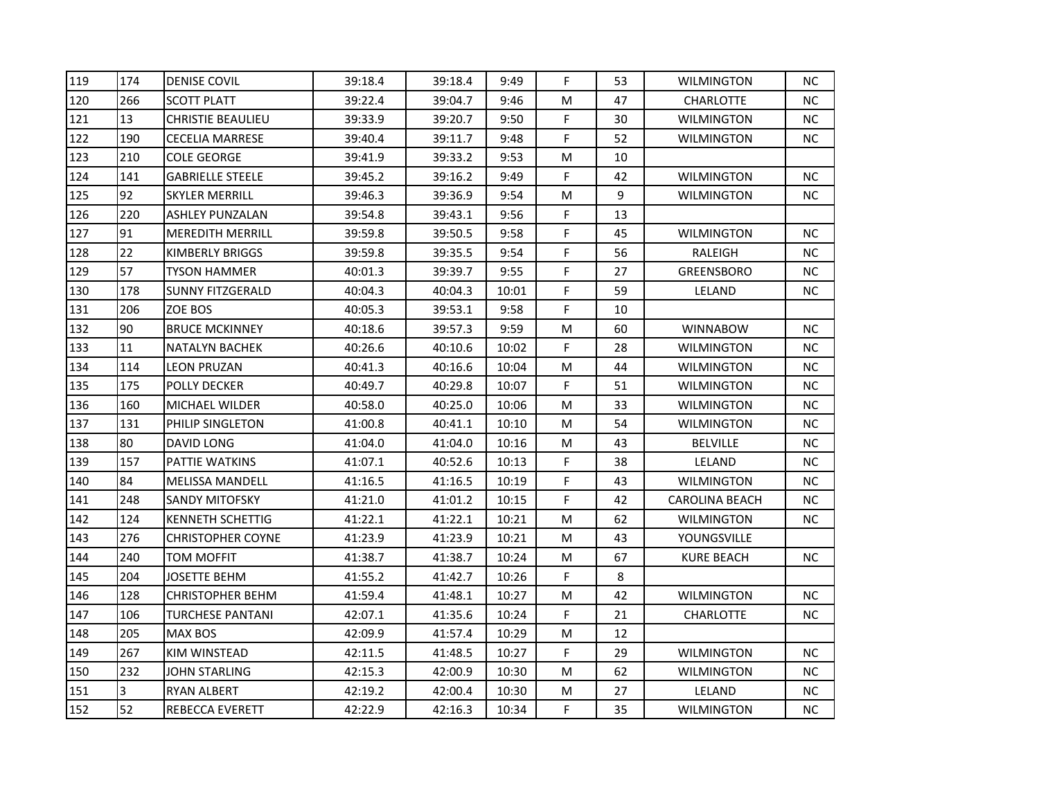| 119 | 174 | DENISE COVIL | 39:18.4 | 39:18.4 | 9:49 | F | 53 | WILMINGTON | NC |
|---|---|---|---|---|---|---|---|---|---|
| 120 | 266 | SCOTT PLATT | 39:22.4 | 39:04.7 | 9:46 | M | 47 | CHARLOTTE | NC |
| 121 | 13 | CHRISTIE BEAULIEU | 39:33.9 | 39:20.7 | 9:50 | F | 30 | WILMINGTON | NC |
| 122 | 190 | CECELIA MARRESE | 39:40.4 | 39:11.7 | 9:48 | F | 52 | WILMINGTON | NC |
| 123 | 210 | COLE GEORGE | 39:41.9 | 39:33.2 | 9:53 | M | 10 | | |
| 124 | 141 | GABRIELLE STEELE | 39:45.2 | 39:16.2 | 9:49 | F | 42 | WILMINGTON | NC |
| 125 | 92 | SKYLER MERRILL | 39:46.3 | 39:36.9 | 9:54 | M | 9 | WILMINGTON | NC |
| 126 | 220 | ASHLEY PUNZALAN | 39:54.8 | 39:43.1 | 9:56 | F | 13 | | |
| 127 | 91 | MEREDITH MERRILL | 39:59.8 | 39:50.5 | 9:58 | F | 45 | WILMINGTON | NC |
| 128 | 22 | KIMBERLY BRIGGS | 39:59.8 | 39:35.5 | 9:54 | F | 56 | RALEIGH | NC |
| 129 | 57 | TYSON HAMMER | 40:01.3 | 39:39.7 | 9:55 | F | 27 | GREENSBORO | NC |
| 130 | 178 | SUNNY FITZGERALD | 40:04.3 | 40:04.3 | 10:01 | F | 59 | LELAND | NC |
| 131 | 206 | ZOE BOS | 40:05.3 | 39:53.1 | 9:58 | F | 10 | | |
| 132 | 90 | BRUCE MCKINNEY | 40:18.6 | 39:57.3 | 9:59 | M | 60 | WINNABOW | NC |
| 133 | 11 | NATALYN BACHEK | 40:26.6 | 40:10.6 | 10:02 | F | 28 | WILMINGTON | NC |
| 134 | 114 | LEON PRUZAN | 40:41.3 | 40:16.6 | 10:04 | M | 44 | WILMINGTON | NC |
| 135 | 175 | POLLY DECKER | 40:49.7 | 40:29.8 | 10:07 | F | 51 | WILMINGTON | NC |
| 136 | 160 | MICHAEL WILDER | 40:58.0 | 40:25.0 | 10:06 | M | 33 | WILMINGTON | NC |
| 137 | 131 | PHILIP SINGLETON | 41:00.8 | 40:41.1 | 10:10 | M | 54 | WILMINGTON | NC |
| 138 | 80 | DAVID LONG | 41:04.0 | 41:04.0 | 10:16 | M | 43 | BELVILLE | NC |
| 139 | 157 | PATTIE WATKINS | 41:07.1 | 40:52.6 | 10:13 | F | 38 | LELAND | NC |
| 140 | 84 | MELISSA MANDELL | 41:16.5 | 41:16.5 | 10:19 | F | 43 | WILMINGTON | NC |
| 141 | 248 | SANDY MITOFSKY | 41:21.0 | 41:01.2 | 10:15 | F | 42 | CAROLINA BEACH | NC |
| 142 | 124 | KENNETH SCHETTIG | 41:22.1 | 41:22.1 | 10:21 | M | 62 | WILMINGTON | NC |
| 143 | 276 | CHRISTOPHER COYNE | 41:23.9 | 41:23.9 | 10:21 | M | 43 | YOUNGSVILLE | |
| 144 | 240 | TOM MOFFIT | 41:38.7 | 41:38.7 | 10:24 | M | 67 | KURE BEACH | NC |
| 145 | 204 | JOSETTE BEHM | 41:55.2 | 41:42.7 | 10:26 | F | 8 | | |
| 146 | 128 | CHRISTOPHER BEHM | 41:59.4 | 41:48.1 | 10:27 | M | 42 | WILMINGTON | NC |
| 147 | 106 | TURCHESE PANTANI | 42:07.1 | 41:35.6 | 10:24 | F | 21 | CHARLOTTE | NC |
| 148 | 205 | MAX BOS | 42:09.9 | 41:57.4 | 10:29 | M | 12 | | |
| 149 | 267 | KIM WINSTEAD | 42:11.5 | 41:48.5 | 10:27 | F | 29 | WILMINGTON | NC |
| 150 | 232 | JOHN STARLING | 42:15.3 | 42:00.9 | 10:30 | M | 62 | WILMINGTON | NC |
| 151 | 3 | RYAN ALBERT | 42:19.2 | 42:00.4 | 10:30 | M | 27 | LELAND | NC |
| 152 | 52 | REBECCA EVERETT | 42:22.9 | 42:16.3 | 10:34 | F | 35 | WILMINGTON | NC |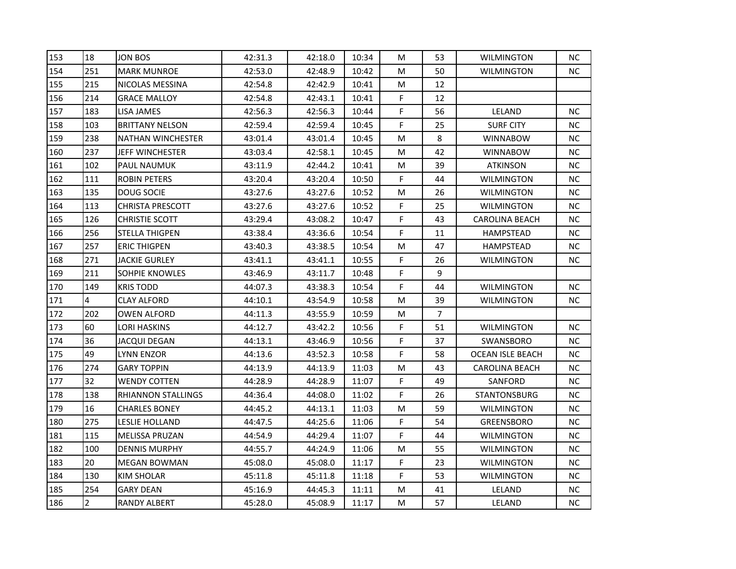| | | | | | | | | | |
|---|---|---|---|---|---|---|---|---|---|
| 153 | 18 | JON BOS | 42:31.3 | 42:18.0 | 10:34 | M | 53 | WILMINGTON | NC |
| 154 | 251 | MARK MUNROE | 42:53.0 | 42:48.9 | 10:42 | M | 50 | WILMINGTON | NC |
| 155 | 215 | NICOLAS MESSINA | 42:54.8 | 42:42.9 | 10:41 | M | 12 | | |
| 156 | 214 | GRACE MALLOY | 42:54.8 | 42:43.1 | 10:41 | F | 12 | | |
| 157 | 183 | LISA JAMES | 42:56.3 | 42:56.3 | 10:44 | F | 56 | LELAND | NC |
| 158 | 103 | BRITTANY NELSON | 42:59.4 | 42:59.4 | 10:45 | F | 25 | SURF CITY | NC |
| 159 | 238 | NATHAN WINCHESTER | 43:01.4 | 43:01.4 | 10:45 | M | 8 | WINNABOW | NC |
| 160 | 237 | JEFF WINCHESTER | 43:03.4 | 42:58.1 | 10:45 | M | 42 | WINNABOW | NC |
| 161 | 102 | PAUL NAUMUK | 43:11.9 | 42:44.2 | 10:41 | M | 39 | ATKINSON | NC |
| 162 | 111 | ROBIN PETERS | 43:20.4 | 43:20.4 | 10:50 | F | 44 | WILMINGTON | NC |
| 163 | 135 | DOUG SOCIE | 43:27.6 | 43:27.6 | 10:52 | M | 26 | WILMINGTON | NC |
| 164 | 113 | CHRISTA PRESCOTT | 43:27.6 | 43:27.6 | 10:52 | F | 25 | WILMINGTON | NC |
| 165 | 126 | CHRISTIE SCOTT | 43:29.4 | 43:08.2 | 10:47 | F | 43 | CAROLINA BEACH | NC |
| 166 | 256 | STELLA THIGPEN | 43:38.4 | 43:36.6 | 10:54 | F | 11 | HAMPSTEAD | NC |
| 167 | 257 | ERIC THIGPEN | 43:40.3 | 43:38.5 | 10:54 | M | 47 | HAMPSTEAD | NC |
| 168 | 271 | JACKIE GURLEY | 43:41.1 | 43:41.1 | 10:55 | F | 26 | WILMINGTON | NC |
| 169 | 211 | SOHPIE KNOWLES | 43:46.9 | 43:11.7 | 10:48 | F | 9 | | |
| 170 | 149 | KRIS TODD | 44:07.3 | 43:38.3 | 10:54 | F | 44 | WILMINGTON | NC |
| 171 | 4 | CLAY ALFORD | 44:10.1 | 43:54.9 | 10:58 | M | 39 | WILMINGTON | NC |
| 172 | 202 | OWEN ALFORD | 44:11.3 | 43:55.9 | 10:59 | M | 7 | | |
| 173 | 60 | LORI HASKINS | 44:12.7 | 43:42.2 | 10:56 | F | 51 | WILMINGTON | NC |
| 174 | 36 | JACQUI DEGAN | 44:13.1 | 43:46.9 | 10:56 | F | 37 | SWANSBORO | NC |
| 175 | 49 | LYNN ENZOR | 44:13.6 | 43:52.3 | 10:58 | F | 58 | OCEAN ISLE BEACH | NC |
| 176 | 274 | GARY TOPPIN | 44:13.9 | 44:13.9 | 11:03 | M | 43 | CAROLINA BEACH | NC |
| 177 | 32 | WENDY COTTEN | 44:28.9 | 44:28.9 | 11:07 | F | 49 | SANFORD | NC |
| 178 | 138 | RHIANNON STALLINGS | 44:36.4 | 44:08.0 | 11:02 | F | 26 | STANTONSBURG | NC |
| 179 | 16 | CHARLES BONEY | 44:45.2 | 44:13.1 | 11:03 | M | 59 | WILMINGTON | NC |
| 180 | 275 | LESLIE HOLLAND | 44:47.5 | 44:25.6 | 11:06 | F | 54 | GREENSBORO | NC |
| 181 | 115 | MELISSA PRUZAN | 44:54.9 | 44:29.4 | 11:07 | F | 44 | WILMINGTON | NC |
| 182 | 100 | DENNIS MURPHY | 44:55.7 | 44:24.9 | 11:06 | M | 55 | WILMINGTON | NC |
| 183 | 20 | MEGAN BOWMAN | 45:08.0 | 45:08.0 | 11:17 | F | 23 | WILMINGTON | NC |
| 184 | 130 | KIM SHOLAR | 45:11.8 | 45:11.8 | 11:18 | F | 53 | WILMINGTON | NC |
| 185 | 254 | GARY DEAN | 45:16.9 | 44:45.3 | 11:11 | M | 41 | LELAND | NC |
| 186 | 2 | RANDY ALBERT | 45:28.0 | 45:08.9 | 11:17 | M | 57 | LELAND | NC |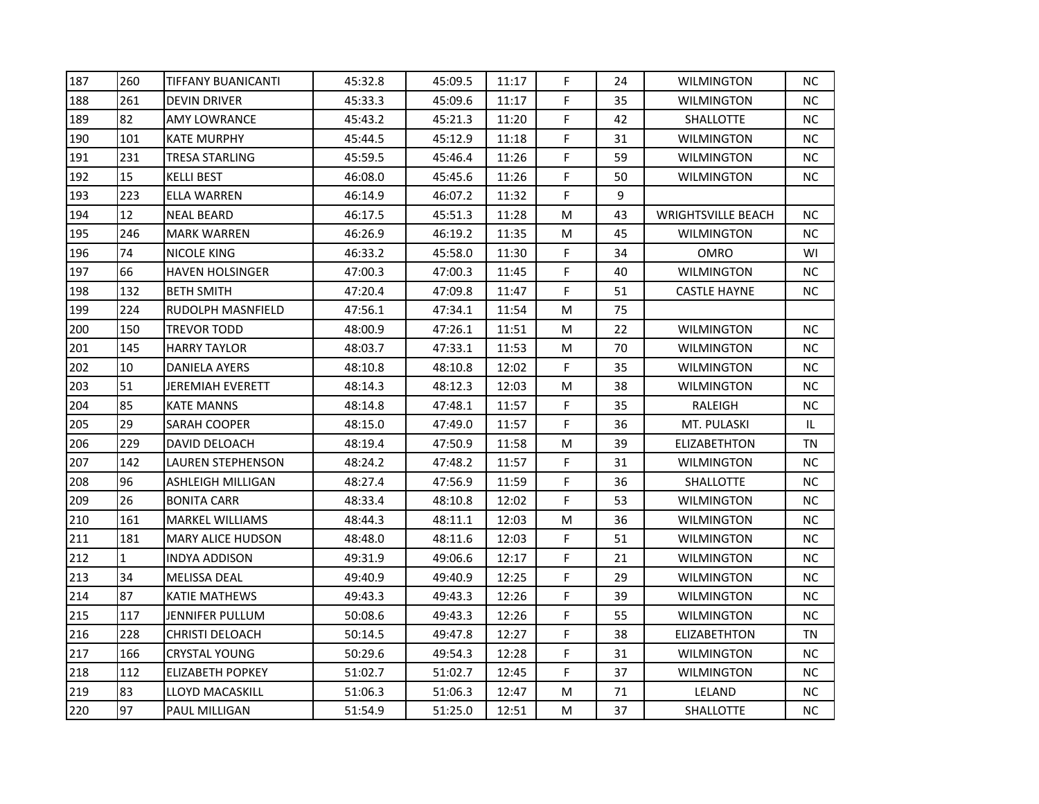| | | | | | | | | | |
|---|---|---|---|---|---|---|---|---|---|
| 187 | 260 | TIFFANY BUANICANTI | 45:32.8 | 45:09.5 | 11:17 | F | 24 | WILMINGTON | NC |
| 188 | 261 | DEVIN DRIVER | 45:33.3 | 45:09.6 | 11:17 | F | 35 | WILMINGTON | NC |
| 189 | 82 | AMY LOWRANCE | 45:43.2 | 45:21.3 | 11:20 | F | 42 | SHALLOTTE | NC |
| 190 | 101 | KATE MURPHY | 45:44.5 | 45:12.9 | 11:18 | F | 31 | WILMINGTON | NC |
| 191 | 231 | TRESA STARLING | 45:59.5 | 45:46.4 | 11:26 | F | 59 | WILMINGTON | NC |
| 192 | 15 | KELLI BEST | 46:08.0 | 45:45.6 | 11:26 | F | 50 | WILMINGTON | NC |
| 193 | 223 | ELLA WARREN | 46:14.9 | 46:07.2 | 11:32 | F | 9 | | |
| 194 | 12 | NEAL BEARD | 46:17.5 | 45:51.3 | 11:28 | M | 43 | WRIGHTSVILLE BEACH | NC |
| 195 | 246 | MARK WARREN | 46:26.9 | 46:19.2 | 11:35 | M | 45 | WILMINGTON | NC |
| 196 | 74 | NICOLE KING | 46:33.2 | 45:58.0 | 11:30 | F | 34 | OMRO | WI |
| 197 | 66 | HAVEN HOLSINGER | 47:00.3 | 47:00.3 | 11:45 | F | 40 | WILMINGTON | NC |
| 198 | 132 | BETH SMITH | 47:20.4 | 47:09.8 | 11:47 | F | 51 | CASTLE HAYNE | NC |
| 199 | 224 | RUDOLPH MASNFIELD | 47:56.1 | 47:34.1 | 11:54 | M | 75 | | |
| 200 | 150 | TREVOR TODD | 48:00.9 | 47:26.1 | 11:51 | M | 22 | WILMINGTON | NC |
| 201 | 145 | HARRY TAYLOR | 48:03.7 | 47:33.1 | 11:53 | M | 70 | WILMINGTON | NC |
| 202 | 10 | DANIELA AYERS | 48:10.8 | 48:10.8 | 12:02 | F | 35 | WILMINGTON | NC |
| 203 | 51 | JEREMIAH EVERETT | 48:14.3 | 48:12.3 | 12:03 | M | 38 | WILMINGTON | NC |
| 204 | 85 | KATE MANNS | 48:14.8 | 47:48.1 | 11:57 | F | 35 | RALEIGH | NC |
| 205 | 29 | SARAH COOPER | 48:15.0 | 47:49.0 | 11:57 | F | 36 | MT. PULASKI | IL |
| 206 | 229 | DAVID DELOACH | 48:19.4 | 47:50.9 | 11:58 | M | 39 | ELIZABETHTON | TN |
| 207 | 142 | LAUREN STEPHENSON | 48:24.2 | 47:48.2 | 11:57 | F | 31 | WILMINGTON | NC |
| 208 | 96 | ASHLEIGH MILLIGAN | 48:27.4 | 47:56.9 | 11:59 | F | 36 | SHALLOTTE | NC |
| 209 | 26 | BONITA CARR | 48:33.4 | 48:10.8 | 12:02 | F | 53 | WILMINGTON | NC |
| 210 | 161 | MARKEL WILLIAMS | 48:44.3 | 48:11.1 | 12:03 | M | 36 | WILMINGTON | NC |
| 211 | 181 | MARY ALICE HUDSON | 48:48.0 | 48:11.6 | 12:03 | F | 51 | WILMINGTON | NC |
| 212 | 1 | INDYA ADDISON | 49:31.9 | 49:06.6 | 12:17 | F | 21 | WILMINGTON | NC |
| 213 | 34 | MELISSA DEAL | 49:40.9 | 49:40.9 | 12:25 | F | 29 | WILMINGTON | NC |
| 214 | 87 | KATIE MATHEWS | 49:43.3 | 49:43.3 | 12:26 | F | 39 | WILMINGTON | NC |
| 215 | 117 | JENNIFER PULLUM | 50:08.6 | 49:43.3 | 12:26 | F | 55 | WILMINGTON | NC |
| 216 | 228 | CHRISTI DELOACH | 50:14.5 | 49:47.8 | 12:27 | F | 38 | ELIZABETHTON | TN |
| 217 | 166 | CRYSTAL YOUNG | 50:29.6 | 49:54.3 | 12:28 | F | 31 | WILMINGTON | NC |
| 218 | 112 | ELIZABETH POPKEY | 51:02.7 | 51:02.7 | 12:45 | F | 37 | WILMINGTON | NC |
| 219 | 83 | LLOYD MACASKILL | 51:06.3 | 51:06.3 | 12:47 | M | 71 | LELAND | NC |
| 220 | 97 | PAUL MILLIGAN | 51:54.9 | 51:25.0 | 12:51 | M | 37 | SHALLOTTE | NC |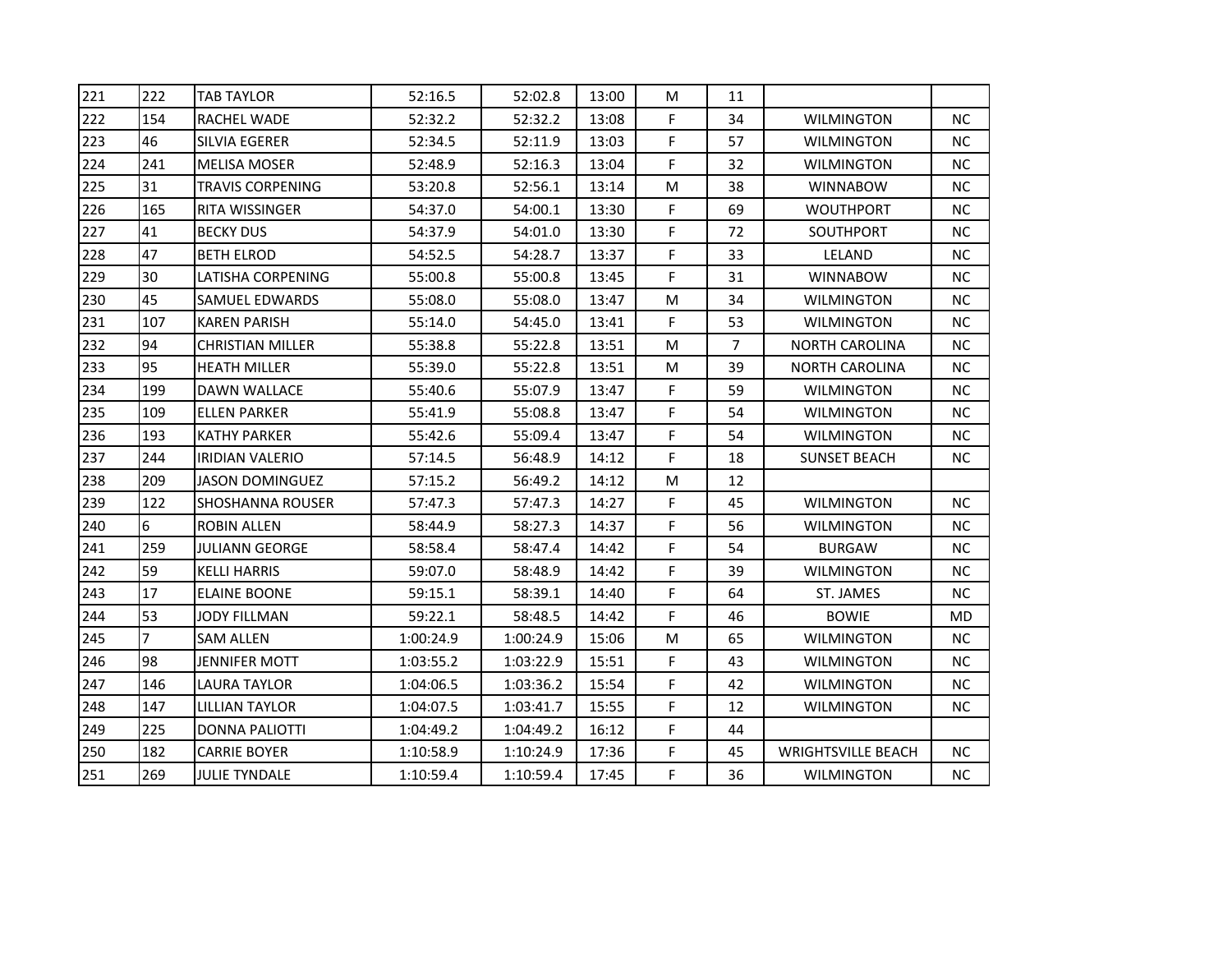| | | | | | | | | | |
|---|---|---|---|---|---|---|---|---|---|
| 221 | 222 | TAB TAYLOR | 52:16.5 | 52:02.8 | 13:00 | M | 11 | | |
| 222 | 154 | RACHEL WADE | 52:32.2 | 52:32.2 | 13:08 | F | 34 | WILMINGTON | NC |
| 223 | 46 | SILVIA EGERER | 52:34.5 | 52:11.9 | 13:03 | F | 57 | WILMINGTON | NC |
| 224 | 241 | MELISA MOSER | 52:48.9 | 52:16.3 | 13:04 | F | 32 | WILMINGTON | NC |
| 225 | 31 | TRAVIS CORPENING | 53:20.8 | 52:56.1 | 13:14 | M | 38 | WINNABOW | NC |
| 226 | 165 | RITA WISSINGER | 54:37.0 | 54:00.1 | 13:30 | F | 69 | WOUTHPORT | NC |
| 227 | 41 | BECKY DUS | 54:37.9 | 54:01.0 | 13:30 | F | 72 | SOUTHPORT | NC |
| 228 | 47 | BETH ELROD | 54:52.5 | 54:28.7 | 13:37 | F | 33 | LELAND | NC |
| 229 | 30 | LATISHA CORPENING | 55:00.8 | 55:00.8 | 13:45 | F | 31 | WINNABOW | NC |
| 230 | 45 | SAMUEL EDWARDS | 55:08.0 | 55:08.0 | 13:47 | M | 34 | WILMINGTON | NC |
| 231 | 107 | KAREN PARISH | 55:14.0 | 54:45.0 | 13:41 | F | 53 | WILMINGTON | NC |
| 232 | 94 | CHRISTIAN MILLER | 55:38.8 | 55:22.8 | 13:51 | M | 7 | NORTH CAROLINA | NC |
| 233 | 95 | HEATH MILLER | 55:39.0 | 55:22.8 | 13:51 | M | 39 | NORTH CAROLINA | NC |
| 234 | 199 | DAWN WALLACE | 55:40.6 | 55:07.9 | 13:47 | F | 59 | WILMINGTON | NC |
| 235 | 109 | ELLEN PARKER | 55:41.9 | 55:08.8 | 13:47 | F | 54 | WILMINGTON | NC |
| 236 | 193 | KATHY PARKER | 55:42.6 | 55:09.4 | 13:47 | F | 54 | WILMINGTON | NC |
| 237 | 244 | IRIDIAN VALERIO | 57:14.5 | 56:48.9 | 14:12 | F | 18 | SUNSET BEACH | NC |
| 238 | 209 | JASON DOMINGUEZ | 57:15.2 | 56:49.2 | 14:12 | M | 12 | | |
| 239 | 122 | SHOSHANNA ROUSER | 57:47.3 | 57:47.3 | 14:27 | F | 45 | WILMINGTON | NC |
| 240 | 6 | ROBIN ALLEN | 58:44.9 | 58:27.3 | 14:37 | F | 56 | WILMINGTON | NC |
| 241 | 259 | JULIANN GEORGE | 58:58.4 | 58:47.4 | 14:42 | F | 54 | BURGAW | NC |
| 242 | 59 | KELLI HARRIS | 59:07.0 | 58:48.9 | 14:42 | F | 39 | WILMINGTON | NC |
| 243 | 17 | ELAINE BOONE | 59:15.1 | 58:39.1 | 14:40 | F | 64 | ST. JAMES | NC |
| 244 | 53 | JODY FILLMAN | 59:22.1 | 58:48.5 | 14:42 | F | 46 | BOWIE | MD |
| 245 | 7 | SAM ALLEN | 1:00:24.9 | 1:00:24.9 | 15:06 | M | 65 | WILMINGTON | NC |
| 246 | 98 | JENNIFER MOTT | 1:03:55.2 | 1:03:22.9 | 15:51 | F | 43 | WILMINGTON | NC |
| 247 | 146 | LAURA TAYLOR | 1:04:06.5 | 1:03:36.2 | 15:54 | F | 42 | WILMINGTON | NC |
| 248 | 147 | LILLIAN TAYLOR | 1:04:07.5 | 1:03:41.7 | 15:55 | F | 12 | WILMINGTON | NC |
| 249 | 225 | DONNA PALIOTTI | 1:04:49.2 | 1:04:49.2 | 16:12 | F | 44 | | |
| 250 | 182 | CARRIE BOYER | 1:10:58.9 | 1:10:24.9 | 17:36 | F | 45 | WRIGHTSVILLE BEACH | NC |
| 251 | 269 | JULIE TYNDALE | 1:10:59.4 | 1:10:59.4 | 17:45 | F | 36 | WILMINGTON | NC |